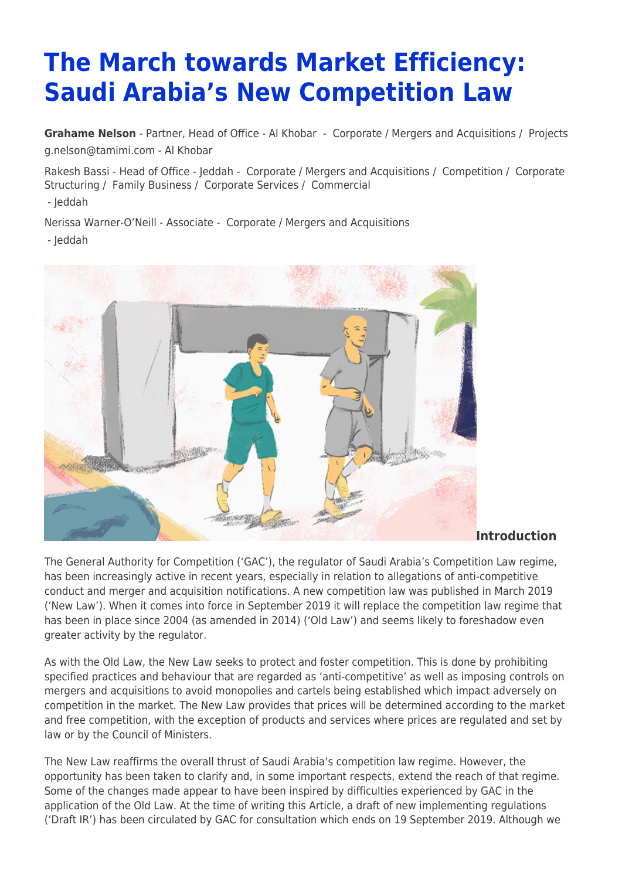# The March towards Market Efficiency: Saudi Arabia's New Competition Law

**Grahame Nelson** - Partner, Head of Office - Al Khobar - Corporate / Mergers and Acquisitions / Projects
g.nelson@tamimi.com - Al Khobar

Rakesh Bassi - Head of Office - Jeddah - Corporate / Mergers and Acquisitions / Competition / Corporate Structuring / Family Business / Corporate Services / Commercial
- Jeddah

Nerissa Warner-O'Neill - Associate - Corporate / Mergers and Acquisitions
- Jeddah

## Introduction

The General Authority for Competition ('GAC'), the regulator of Saudi Arabia's Competition Law regime, has been increasingly active in recent years, especially in relation to allegations of anti-competitive conduct and merger and acquisition notifications. A new competition law was published in March 2019 ('New Law'). When it comes into force in September 2019 it will replace the competition law regime that has been in place since 2004 (as amended in 2014) ('Old Law') and seems likely to foreshadow even greater activity by the regulator.

As with the Old Law, the New Law seeks to protect and foster competition. This is done by prohibiting specified practices and behaviour that are regarded as 'anti-competitive' as well as imposing controls on mergers and acquisitions to avoid monopolies and cartels being established which impact adversely on competition in the market. The New Law provides that prices will be determined according to the market and free competition, with the exception of products and services where prices are regulated and set by law or by the Council of Ministers.

The New Law reaffirms the overall thrust of Saudi Arabia's competition law regime. However, the opportunity has been taken to clarify and, in some important respects, extend the reach of that regime. Some of the changes made appear to have been inspired by difficulties experienced by GAC in the application of the Old Law. At the time of writing this Article, a draft of new implementing regulations ('Draft IR') has been circulated by GAC for consultation which ends on 19 September 2019. Although we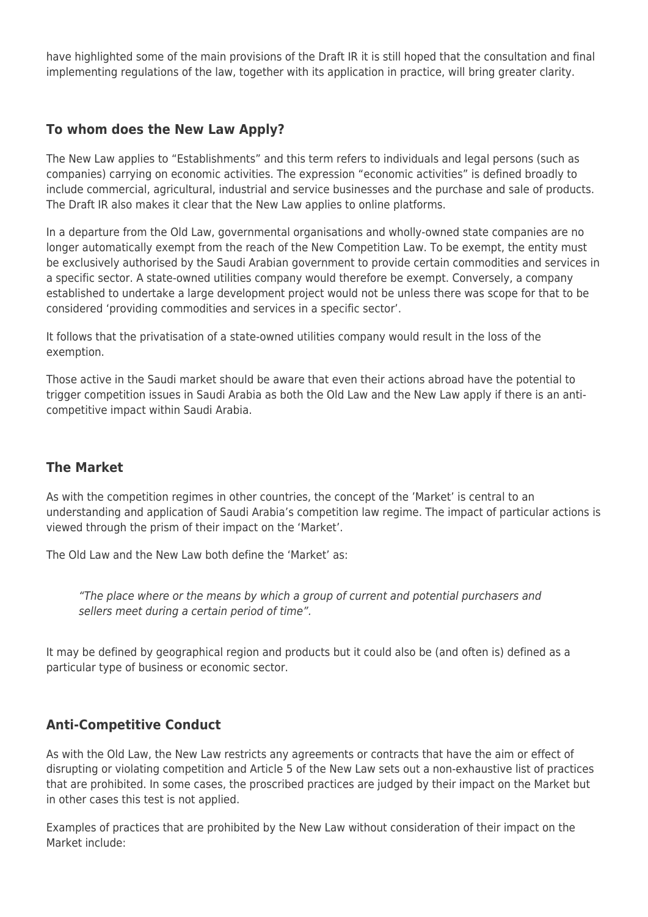have highlighted some of the main provisions of the Draft IR it is still hoped that the consultation and final implementing regulations of the law, together with its application in practice, will bring greater clarity.

## To whom does the New Law Apply?

The New Law applies to "Establishments" and this term refers to individuals and legal persons (such as companies) carrying on economic activities. The expression "economic activities" is defined broadly to include commercial, agricultural, industrial and service businesses and the purchase and sale of products. The Draft IR also makes it clear that the New Law applies to online platforms.

In a departure from the Old Law, governmental organisations and wholly-owned state companies are no longer automatically exempt from the reach of the New Competition Law. To be exempt, the entity must be exclusively authorised by the Saudi Arabian government to provide certain commodities and services in a specific sector. A state-owned utilities company would therefore be exempt. Conversely, a company established to undertake a large development project would not be unless there was scope for that to be considered 'providing commodities and services in a specific sector'.

It follows that the privatisation of a state-owned utilities company would result in the loss of the exemption.

Those active in the Saudi market should be aware that even their actions abroad have the potential to trigger competition issues in Saudi Arabia as both the Old Law and the New Law apply if there is an anti-competitive impact within Saudi Arabia.

## The Market

As with the competition regimes in other countries, the concept of the 'Market' is central to an understanding and application of Saudi Arabia's competition law regime. The impact of particular actions is viewed through the prism of their impact on the 'Market'.

The Old Law and the New Law both define the 'Market' as:

> *"The place where or the means by which a group of current and potential purchasers and sellers meet during a certain period of time".*

It may be defined by geographical region and products but it could also be (and often is) defined as a particular type of business or economic sector.

## Anti-Competitive Conduct

As with the Old Law, the New Law restricts any agreements or contracts that have the aim or effect of disrupting or violating competition and Article 5 of the New Law sets out a non-exhaustive list of practices that are prohibited. In some cases, the proscribed practices are judged by their impact on the Market but in other cases this test is not applied.

Examples of practices that are prohibited by the New Law without consideration of their impact on the Market include: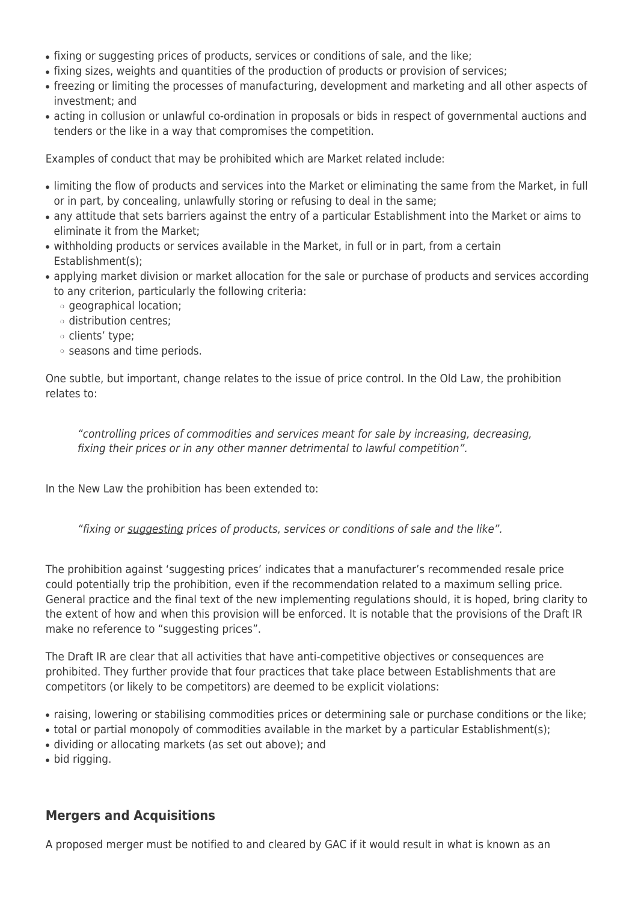- fixing or suggesting prices of products, services or conditions of sale, and the like;
- fixing sizes, weights and quantities of the production of products or provision of services;
- freezing or limiting the processes of manufacturing, development and marketing and all other aspects of investment; and
- acting in collusion or unlawful co-ordination in proposals or bids in respect of governmental auctions and tenders or the like in a way that compromises the competition.

Examples of conduct that may be prohibited which are Market related include:

- limiting the flow of products and services into the Market or eliminating the same from the Market, in full or in part, by concealing, unlawfully storing or refusing to deal in the same;
- any attitude that sets barriers against the entry of a particular Establishment into the Market or aims to eliminate it from the Market;
- withholding products or services available in the Market, in full or in part, from a certain Establishment(s);
- applying market division or market allocation for the sale or purchase of products and services according to any criterion, particularly the following criteria:
  - geographical location;
  - distribution centres;
  - clients' type;
  - seasons and time periods.

One subtle, but important, change relates to the issue of price control. In the Old Law, the prohibition relates to:

> *"controlling prices of commodities and services meant for sale by increasing, decreasing, fixing their prices or in any other manner detrimental to lawful competition".*

In the New Law the prohibition has been extended to:

> *"fixing or <u>suggesting</u> prices of products, services or conditions of sale and the like".*

The prohibition against 'suggesting prices' indicates that a manufacturer's recommended resale price could potentially trip the prohibition, even if the recommendation related to a maximum selling price. General practice and the final text of the new implementing regulations should, it is hoped, bring clarity to the extent of how and when this provision will be enforced. It is notable that the provisions of the Draft IR make no reference to "suggesting prices".

The Draft IR are clear that all activities that have anti-competitive objectives or consequences are prohibited. They further provide that four practices that take place between Establishments that are competitors (or likely to be competitors) are deemed to be explicit violations:

- raising, lowering or stabilising commodities prices or determining sale or purchase conditions or the like;
- total or partial monopoly of commodities available in the market by a particular Establishment(s);
- dividing or allocating markets (as set out above); and
- bid rigging.

## Mergers and Acquisitions

A proposed merger must be notified to and cleared by GAC if it would result in what is known as an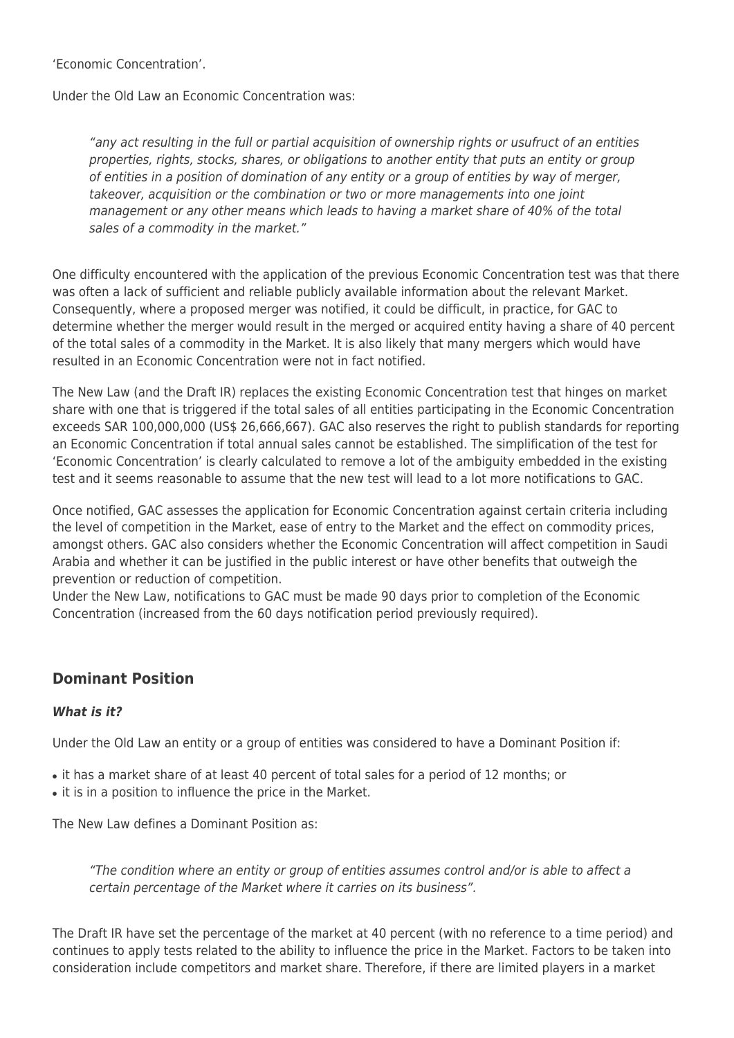'Economic Concentration'.

Under the Old Law an Economic Concentration was:

> *"any act resulting in the full or partial acquisition of ownership rights or usufruct of an entities properties, rights, stocks, shares, or obligations to another entity that puts an entity or group of entities in a position of domination of any entity or a group of entities by way of merger, takeover, acquisition or the combination or two or more managements into one joint management or any other means which leads to having a market share of 40% of the total sales of a commodity in the market."*

One difficulty encountered with the application of the previous Economic Concentration test was that there was often a lack of sufficient and reliable publicly available information about the relevant Market. Consequently, where a proposed merger was notified, it could be difficult, in practice, for GAC to determine whether the merger would result in the merged or acquired entity having a share of 40 percent of the total sales of a commodity in the Market. It is also likely that many mergers which would have resulted in an Economic Concentration were not in fact notified.

The New Law (and the Draft IR) replaces the existing Economic Concentration test that hinges on market share with one that is triggered if the total sales of all entities participating in the Economic Concentration exceeds SAR 100,000,000 (US$ 26,666,667). GAC also reserves the right to publish standards for reporting an Economic Concentration if total annual sales cannot be established. The simplification of the test for 'Economic Concentration' is clearly calculated to remove a lot of the ambiguity embedded in the existing test and it seems reasonable to assume that the new test will lead to a lot more notifications to GAC.

Once notified, GAC assesses the application for Economic Concentration against certain criteria including the level of competition in the Market, ease of entry to the Market and the effect on commodity prices, amongst others. GAC also considers whether the Economic Concentration will affect competition in Saudi Arabia and whether it can be justified in the public interest or have other benefits that outweigh the prevention or reduction of competition.
Under the New Law, notifications to GAC must be made 90 days prior to completion of the Economic Concentration (increased from the 60 days notification period previously required).

## Dominant Position

### *What is it?*

Under the Old Law an entity or a group of entities was considered to have a Dominant Position if:

- it has a market share of at least 40 percent of total sales for a period of 12 months; or
- it is in a position to influence the price in the Market.

The New Law defines a Dominant Position as:

> *"The condition where an entity or group of entities assumes control and/or is able to affect a certain percentage of the Market where it carries on its business".*

The Draft IR have set the percentage of the market at 40 percent (with no reference to a time period) and continues to apply tests related to the ability to influence the price in the Market. Factors to be taken into consideration include competitors and market share. Therefore, if there are limited players in a market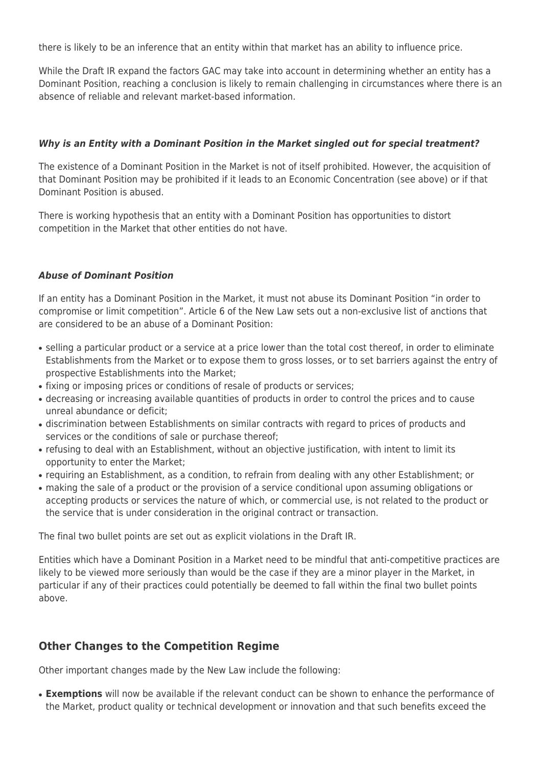there is likely to be an inference that an entity within that market has an ability to influence price.

While the Draft IR expand the factors GAC may take into account in determining whether an entity has a Dominant Position, reaching a conclusion is likely to remain challenging in circumstances where there is an absence of reliable and relevant market-based information.

#### ***Why is an Entity with a Dominant Position in the Market singled out for special treatment?***

The existence of a Dominant Position in the Market is not of itself prohibited. However, the acquisition of that Dominant Position may be prohibited if it leads to an Economic Concentration (see above) or if that Dominant Position is abused.

There is working hypothesis that an entity with a Dominant Position has opportunities to distort competition in the Market that other entities do not have.

#### ***Abuse of Dominant Position***

If an entity has a Dominant Position in the Market, it must not abuse its Dominant Position "in order to compromise or limit competition". Article 6 of the New Law sets out a non-exclusive list of anctions that are considered to be an abuse of a Dominant Position:

- selling a particular product or a service at a price lower than the total cost thereof, in order to eliminate Establishments from the Market or to expose them to gross losses, or to set barriers against the entry of prospective Establishments into the Market;
- fixing or imposing prices or conditions of resale of products or services;
- decreasing or increasing available quantities of products in order to control the prices and to cause unreal abundance or deficit;
- discrimination between Establishments on similar contracts with regard to prices of products and services or the conditions of sale or purchase thereof;
- refusing to deal with an Establishment, without an objective justification, with intent to limit its opportunity to enter the Market;
- requiring an Establishment, as a condition, to refrain from dealing with any other Establishment; or
- making the sale of a product or the provision of a service conditional upon assuming obligations or accepting products or services the nature of which, or commercial use, is not related to the product or the service that is under consideration in the original contract or transaction.

The final two bullet points are set out as explicit violations in the Draft IR.

Entities which have a Dominant Position in a Market need to be mindful that anti-competitive practices are likely to be viewed more seriously than would be the case if they are a minor player in the Market, in particular if any of their practices could potentially be deemed to fall within the final two bullet points above.

## **Other Changes to the Competition Regime**

Other important changes made by the New Law include the following:

- **Exemptions** will now be available if the relevant conduct can be shown to enhance the performance of the Market, product quality or technical development or innovation and that such benefits exceed the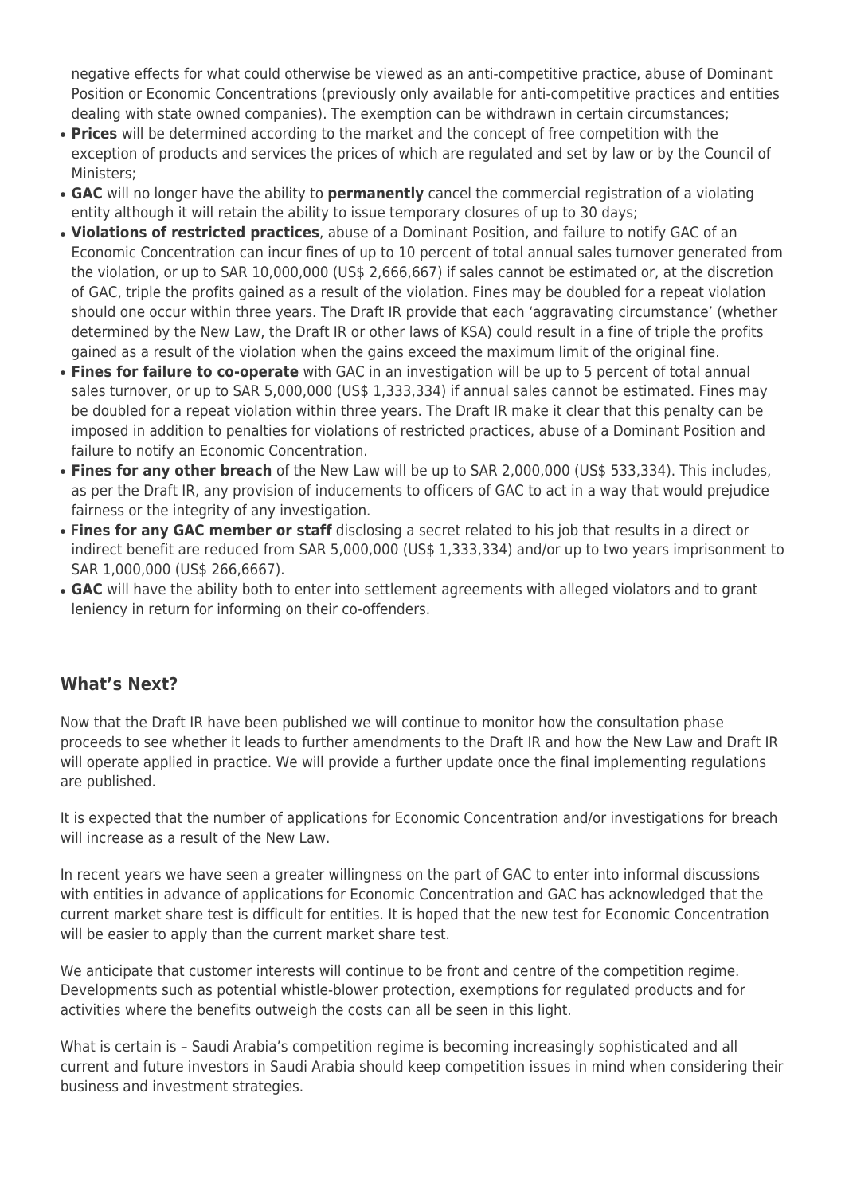negative effects for what could otherwise be viewed as an anti-competitive practice, abuse of Dominant Position or Economic Concentrations (previously only available for anti-competitive practices and entities dealing with state owned companies). The exemption can be withdrawn in certain circumstances;

- **Prices** will be determined according to the market and the concept of free competition with the exception of products and services the prices of which are regulated and set by law or by the Council of Ministers;
- **GAC** will no longer have the ability to **permanently** cancel the commercial registration of a violating entity although it will retain the ability to issue temporary closures of up to 30 days;
- **Violations of restricted practices**, abuse of a Dominant Position, and failure to notify GAC of an Economic Concentration can incur fines of up to 10 percent of total annual sales turnover generated from the violation, or up to SAR 10,000,000 (US$ 2,666,667) if sales cannot be estimated or, at the discretion of GAC, triple the profits gained as a result of the violation. Fines may be doubled for a repeat violation should one occur within three years. The Draft IR provide that each 'aggravating circumstance' (whether determined by the New Law, the Draft IR or other laws of KSA) could result in a fine of triple the profits gained as a result of the violation when the gains exceed the maximum limit of the original fine.
- **Fines for failure to co-operate** with GAC in an investigation will be up to 5 percent of total annual sales turnover, or up to SAR 5,000,000 (US$ 1,333,334) if annual sales cannot be estimated. Fines may be doubled for a repeat violation within three years. The Draft IR make it clear that this penalty can be imposed in addition to penalties for violations of restricted practices, abuse of a Dominant Position and failure to notify an Economic Concentration.
- **Fines for any other breach** of the New Law will be up to SAR 2,000,000 (US$ 533,334). This includes, as per the Draft IR, any provision of inducements to officers of GAC to act in a way that would prejudice fairness or the integrity of any investigation.
- F**ines for any GAC member or staff** disclosing a secret related to his job that results in a direct or indirect benefit are reduced from SAR 5,000,000 (US$ 1,333,334) and/or up to two years imprisonment to SAR 1,000,000 (US$ 266,6667).
- **GAC** will have the ability both to enter into settlement agreements with alleged violators and to grant leniency in return for informing on their co-offenders.

## What's Next?

Now that the Draft IR have been published we will continue to monitor how the consultation phase proceeds to see whether it leads to further amendments to the Draft IR and how the New Law and Draft IR will operate applied in practice. We will provide a further update once the final implementing regulations are published.

It is expected that the number of applications for Economic Concentration and/or investigations for breach will increase as a result of the New Law.

In recent years we have seen a greater willingness on the part of GAC to enter into informal discussions with entities in advance of applications for Economic Concentration and GAC has acknowledged that the current market share test is difficult for entities. It is hoped that the new test for Economic Concentration will be easier to apply than the current market share test.

We anticipate that customer interests will continue to be front and centre of the competition regime. Developments such as potential whistle-blower protection, exemptions for regulated products and for activities where the benefits outweigh the costs can all be seen in this light.

What is certain is – Saudi Arabia's competition regime is becoming increasingly sophisticated and all current and future investors in Saudi Arabia should keep competition issues in mind when considering their business and investment strategies.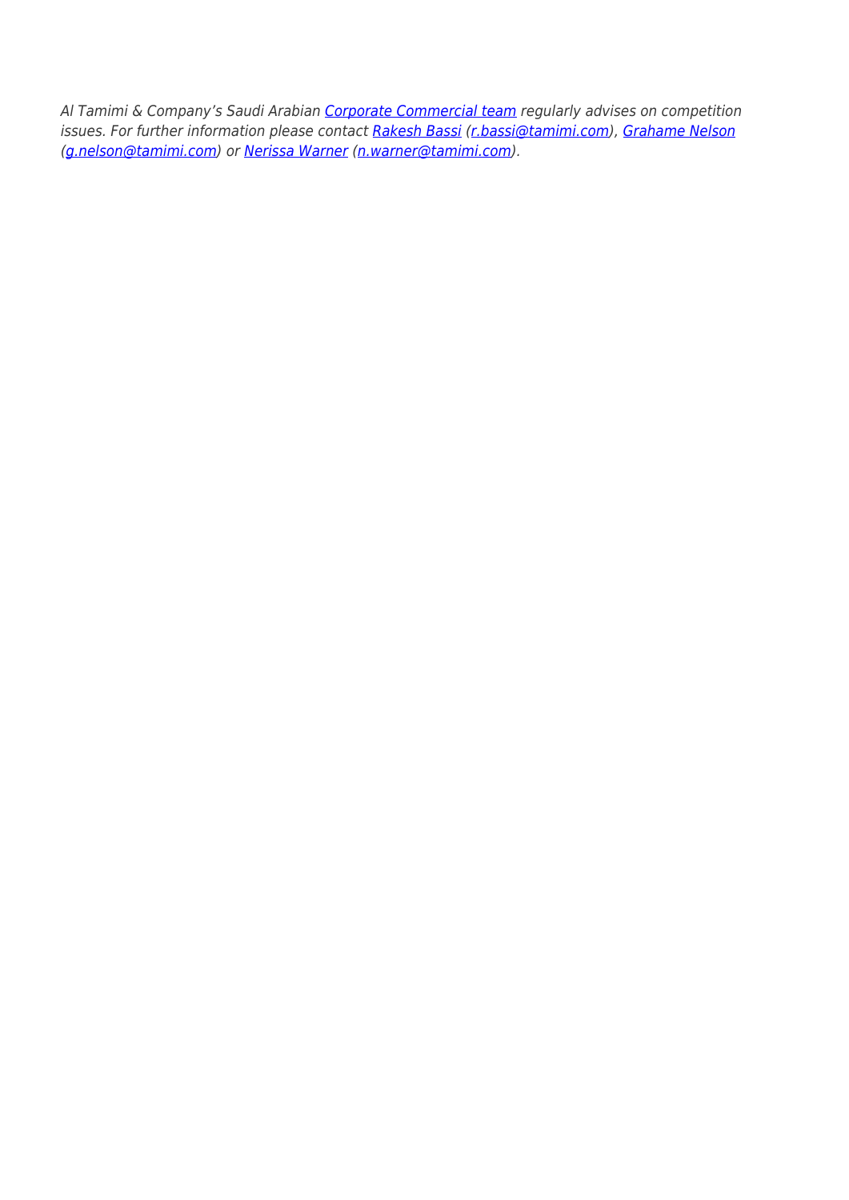*Al Tamimi & Company's Saudi Arabian Corporate Commercial team regularly advises on competition issues. For further information please contact Rakesh Bassi (r.bassi@tamimi.com), Grahame Nelson (g.nelson@tamimi.com) or Nerissa Warner (n.warner@tamimi.com).*